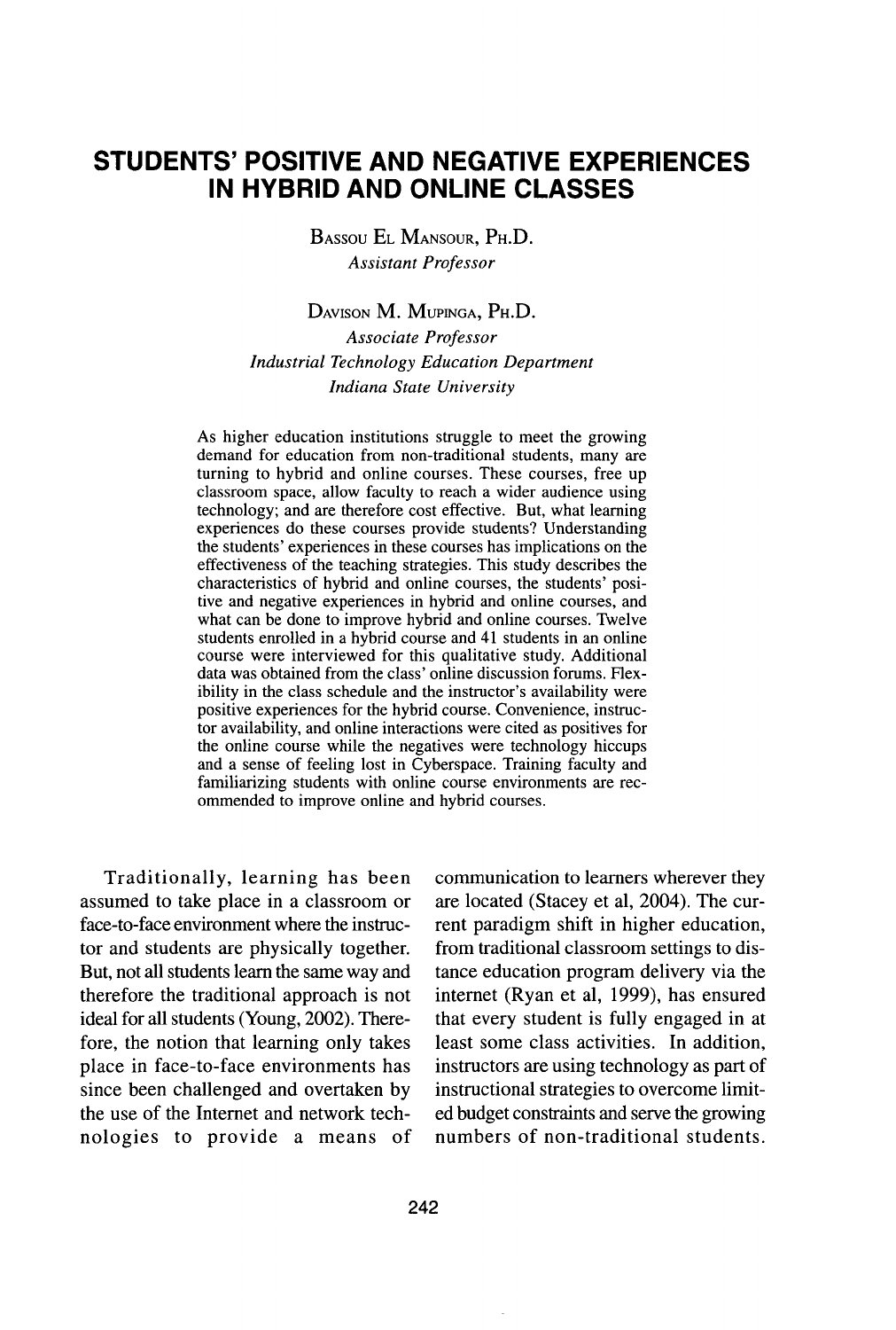# STUDENTS' POSITIVE AND NEGATIVE EXPERIENCES IN HYBRID AND ONLINE CLASSES

Bassou El Mansour, Ph.D.
*Assistant Professor*

Davison M. Mupinga, Ph.D.
*Associate Professor*
*Industrial Technology Education Department*
*Indiana State University*

As higher education institutions struggle to meet the growing demand for education from non-traditional students, many are turning to hybrid and online courses. These courses, free up classroom space, allow faculty to reach a wider audience using technology; and are therefore cost effective. But, what learning experiences do these courses provide students? Understanding the students' experiences in these courses has implications on the effectiveness of the teaching strategies. This study describes the characteristics of hybrid and online courses, the students' positive and negative experiences in hybrid and online courses, and what can be done to improve hybrid and online courses. Twelve students enrolled in a hybrid course and 41 students in an online course were interviewed for this qualitative study. Additional data was obtained from the class' online discussion forums. Flexibility in the class schedule and the instructor's availability were positive experiences for the hybrid course. Convenience, instructor availability, and online interactions were cited as positives for the online course while the negatives were technology hiccups and a sense of feeling lost in Cyberspace. Training faculty and familiarizing students with online course environments are recommended to improve online and hybrid courses.

Traditionally, learning has been assumed to take place in a classroom or face-to-face environment where the instructor and students are physically together. But, not all students learn the same way and therefore the traditional approach is not ideal for all students (Young, 2002). Therefore, the notion that learning only takes place in face-to-face environments has since been challenged and overtaken by the use of the Internet and network technologies to provide a means of communication to learners wherever they are located (Stacey et al, 2004). The current paradigm shift in higher education, from traditional classroom settings to distance education program delivery via the internet (Ryan et al, 1999), has ensured that every student is fully engaged in at least some class activities. In addition, instructors are using technology as part of instructional strategies to overcome limited budget constraints and serve the growing numbers of non-traditional students.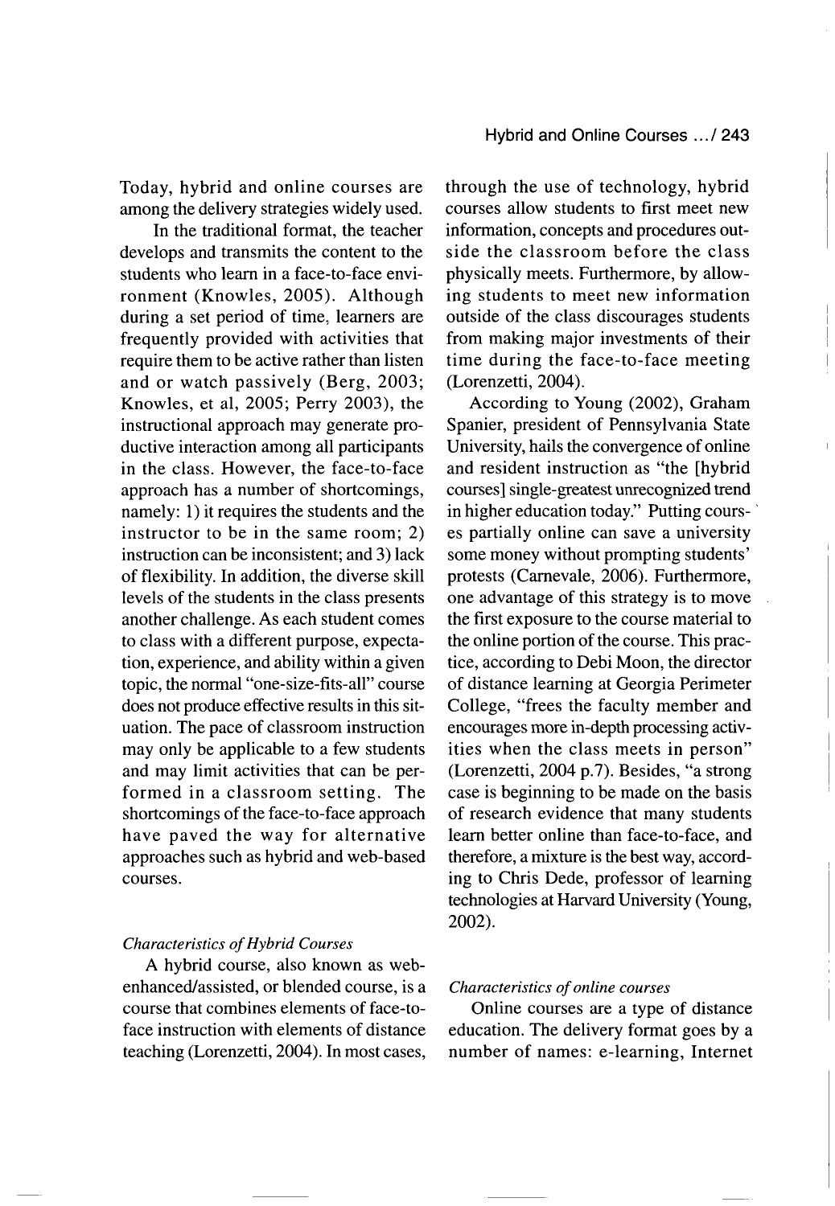Today, hybrid and online courses are among the delivery strategies widely used.

In the traditional format, the teacher develops and transmits the content to the students who learn in a face-to-face environment (Knowles, 2005). Although during a set period of time, learners are frequently provided with activities that require them to be active rather than listen and or watch passively (Berg, 2003; Knowles, et al, 2005; Perry 2003), the instructional approach may generate productive interaction among all participants in the class. However, the face-to-face approach has a number of shortcomings, namely: 1) it requires the students and the instructor to be in the same room; 2) instruction can be inconsistent; and 3) lack of flexibility. In addition, the diverse skill levels of the students in the class presents another challenge. As each student comes to class with a different purpose, expectation, experience, and ability within a given topic, the normal "one-size-fits-all" course does not produce effective results in this situation. The pace of classroom instruction may only be applicable to a few students and may limit activities that can be performed in a classroom setting. The shortcomings of the face-to-face approach have paved the way for alternative approaches such as hybrid and web-based courses.

### *Characteristics of Hybrid Courses*

A hybrid course, also known as web-enhanced/assisted, or blended course, is a course that combines elements of face-to-face instruction with elements of distance teaching (Lorenzetti, 2004). In most cases, through the use of technology, hybrid courses allow students to first meet new information, concepts and procedures outside the classroom before the class physically meets. Furthermore, by allowing students to meet new information outside of the class discourages students from making major investments of their time during the face-to-face meeting (Lorenzetti, 2004).

According to Young (2002), Graham Spanier, president of Pennsylvania State University, hails the convergence of online and resident instruction as "the [hybrid courses] single-greatest unrecognized trend in higher education today." Putting courses partially online can save a university some money without prompting students' protests (Carnevale, 2006). Furthermore, one advantage of this strategy is to move the first exposure to the course material to the online portion of the course. This practice, according to Debi Moon, the director of distance learning at Georgia Perimeter College, "frees the faculty member and encourages more in-depth processing activities when the class meets in person" (Lorenzetti, 2004 p.7). Besides, "a strong case is beginning to be made on the basis of research evidence that many students learn better online than face-to-face, and therefore, a mixture is the best way, according to Chris Dede, professor of learning technologies at Harvard University (Young, 2002).

### *Characteristics of online courses*

Online courses are a type of distance education. The delivery format goes by a number of names: e-learning, Internet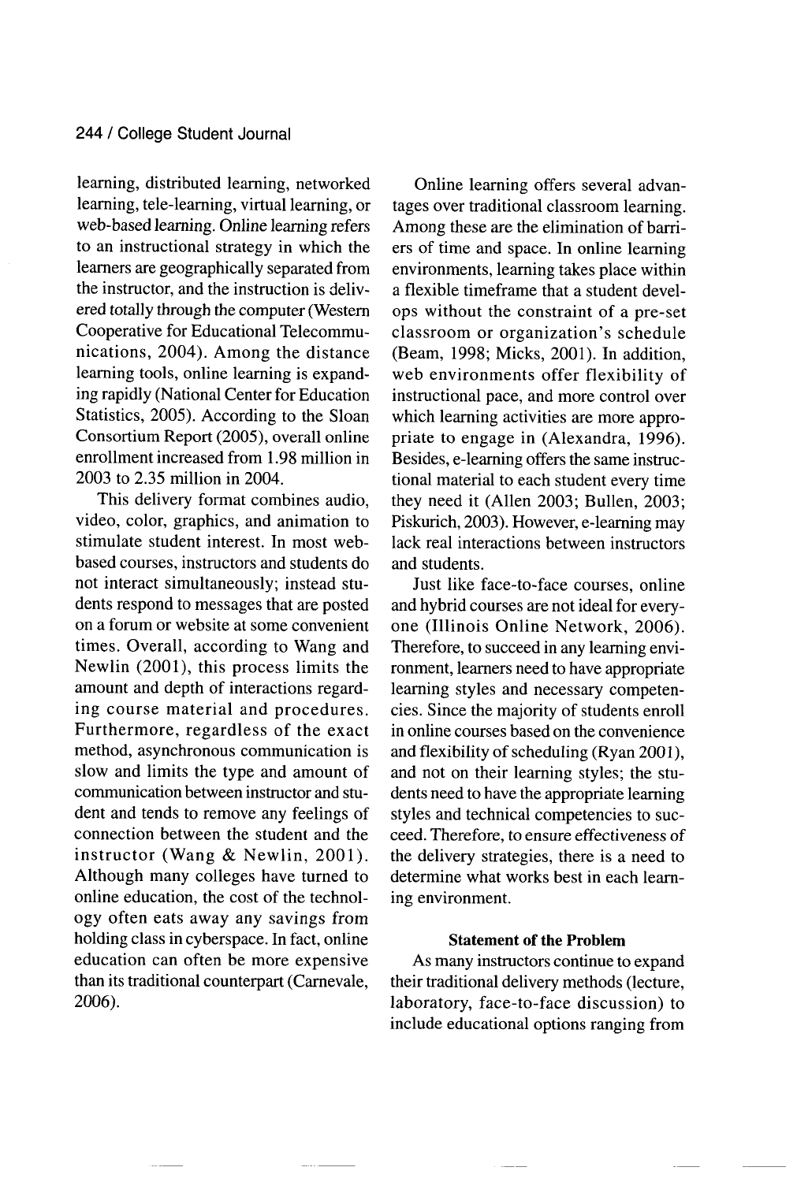learning, distributed learning, networked learning, tele-learning, virtual learning, or web-based learning. Online learning refers to an instructional strategy in which the learners are geographically separated from the instructor, and the instruction is delivered totally through the computer (Western Cooperative for Educational Telecommunications, 2004). Among the distance learning tools, online learning is expanding rapidly (National Center for Education Statistics, 2005). According to the Sloan Consortium Report (2005), overall online enrollment increased from 1.98 million in 2003 to 2.35 million in 2004.

This delivery format combines audio, video, color, graphics, and animation to stimulate student interest. In most web-based courses, instructors and students do not interact simultaneously; instead students respond to messages that are posted on a forum or website at some convenient times. Overall, according to Wang and Newlin (2001), this process limits the amount and depth of interactions regarding course material and procedures. Furthermore, regardless of the exact method, asynchronous communication is slow and limits the type and amount of communication between instructor and student and tends to remove any feelings of connection between the student and the instructor (Wang & Newlin, 2001). Although many colleges have turned to online education, the cost of the technology often eats away any savings from holding class in cyberspace. In fact, online education can often be more expensive than its traditional counterpart (Carnevale, 2006).

Online learning offers several advantages over traditional classroom learning. Among these are the elimination of barriers of time and space. In online learning environments, learning takes place within a flexible timeframe that a student develops without the constraint of a pre-set classroom or organization's schedule (Beam, 1998; Micks, 2001). In addition, web environments offer flexibility of instructional pace, and more control over which learning activities are more appropriate to engage in (Alexandra, 1996). Besides, e-learning offers the same instructional material to each student every time they need it (Allen 2003; Bullen, 2003; Piskurich, 2003). However, e-learning may lack real interactions between instructors and students.

Just like face-to-face courses, online and hybrid courses are not ideal for everyone (Illinois Online Network, 2006). Therefore, to succeed in any learning environment, learners need to have appropriate learning styles and necessary competencies. Since the majority of students enroll in online courses based on the convenience and flexibility of scheduling (Ryan 2001), and not on their learning styles; the students need to have the appropriate learning styles and technical competencies to succeed. Therefore, to ensure effectiveness of the delivery strategies, there is a need to determine what works best in each learning environment.

## Statement of the Problem

As many instructors continue to expand their traditional delivery methods (lecture, laboratory, face-to-face discussion) to include educational options ranging from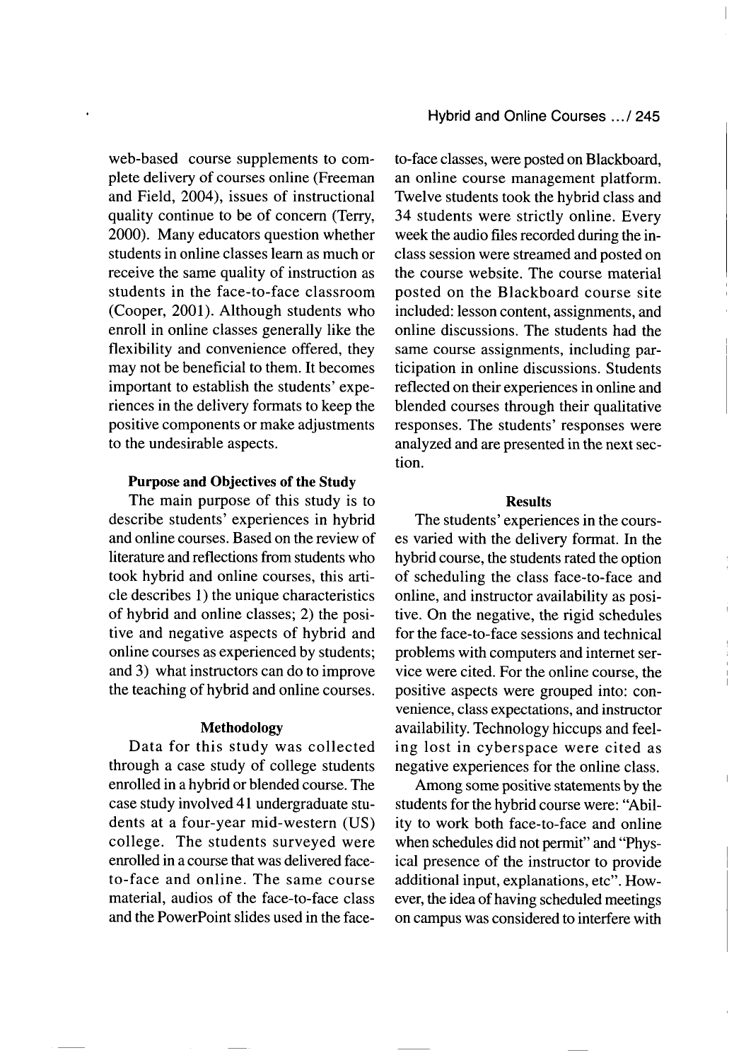web-based course supplements to complete delivery of courses online (Freeman and Field, 2004), issues of instructional quality continue to be of concern (Terry, 2000). Many educators question whether students in online classes learn as much or receive the same quality of instruction as students in the face-to-face classroom (Cooper, 2001). Although students who enroll in online classes generally like the flexibility and convenience offered, they may not be beneficial to them. It becomes important to establish the students' experiences in the delivery formats to keep the positive components or make adjustments to the undesirable aspects.

### Purpose and Objectives of the Study

The main purpose of this study is to describe students' experiences in hybrid and online courses. Based on the review of literature and reflections from students who took hybrid and online courses, this article describes 1) the unique characteristics of hybrid and online classes; 2) the positive and negative aspects of hybrid and online courses as experienced by students; and 3) what instructors can do to improve the teaching of hybrid and online courses.

### Methodology

Data for this study was collected through a case study of college students enrolled in a hybrid or blended course. The case study involved 41 undergraduate students at a four-year mid-western (US) college. The students surveyed were enrolled in a course that was delivered face-to-face and online. The same course material, audios of the face-to-face class and the PowerPoint slides used in the face-to-face classes, were posted on Blackboard, an online course management platform. Twelve students took the hybrid class and 34 students were strictly online. Every week the audio files recorded during the in-class session were streamed and posted on the course website. The course material posted on the Blackboard course site included: lesson content, assignments, and online discussions. The students had the same course assignments, including participation in online discussions. Students reflected on their experiences in online and blended courses through their qualitative responses. The students' responses were analyzed and are presented in the next section.

### Results

The students' experiences in the courses varied with the delivery format. In the hybrid course, the students rated the option of scheduling the class face-to-face and online, and instructor availability as positive. On the negative, the rigid schedules for the face-to-face sessions and technical problems with computers and internet service were cited. For the online course, the positive aspects were grouped into: convenience, class expectations, and instructor availability. Technology hiccups and feeling lost in cyberspace were cited as negative experiences for the online class.

Among some positive statements by the students for the hybrid course were: "Ability to work both face-to-face and online when schedules did not permit" and "Physical presence of the instructor to provide additional input, explanations, etc". However, the idea of having scheduled meetings on campus was considered to interfere with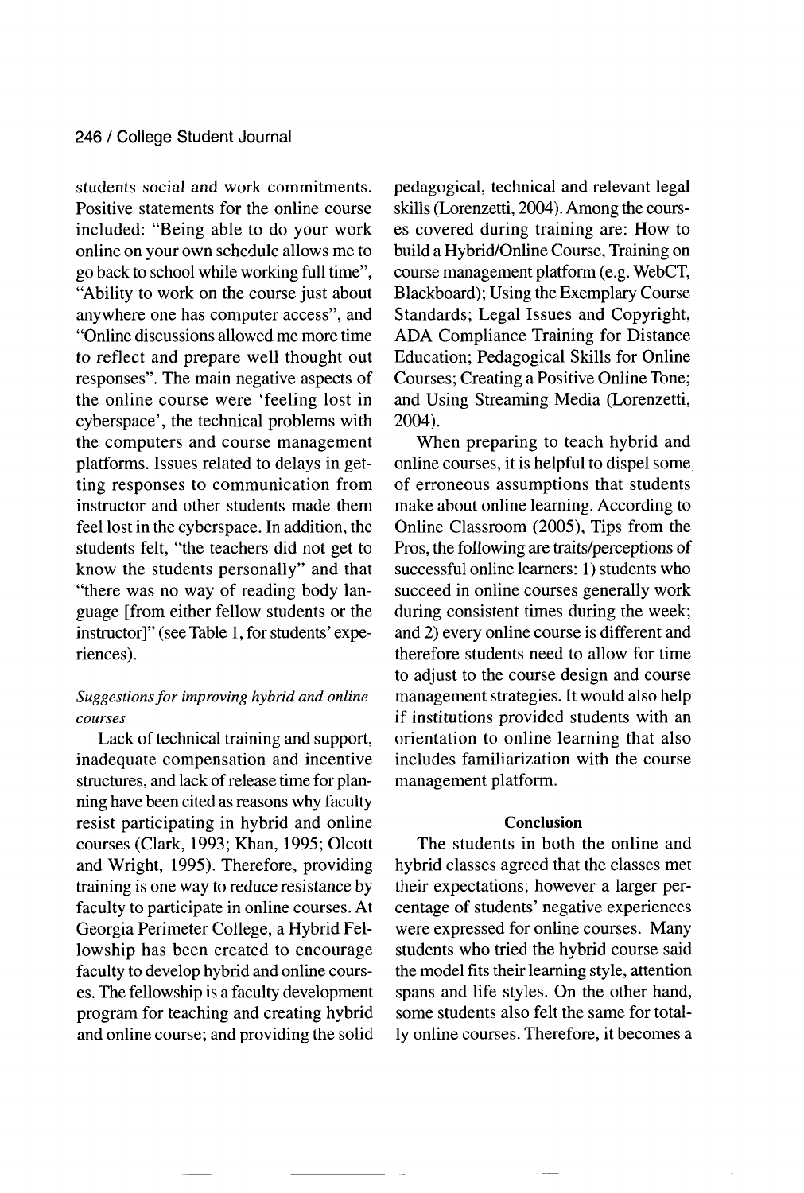students social and work commitments. Positive statements for the online course included: "Being able to do your work online on your own schedule allows me to go back to school while working full time", "Ability to work on the course just about anywhere one has computer access", and "Online discussions allowed me more time to reflect and prepare well thought out responses". The main negative aspects of the online course were 'feeling lost in cyberspace', the technical problems with the computers and course management platforms. Issues related to delays in getting responses to communication from instructor and other students made them feel lost in the cyberspace. In addition, the students felt, "the teachers did not get to know the students personally" and that "there was no way of reading body language [from either fellow students or the instructor]" (see Table 1, for students' experiences).

*Suggestions for improving hybrid and online courses*

Lack of technical training and support, inadequate compensation and incentive structures, and lack of release time for planning have been cited as reasons why faculty resist participating in hybrid and online courses (Clark, 1993; Khan, 1995; Olcott and Wright, 1995). Therefore, providing training is one way to reduce resistance by faculty to participate in online courses. At Georgia Perimeter College, a Hybrid Fellowship has been created to encourage faculty to develop hybrid and online courses. The fellowship is a faculty development program for teaching and creating hybrid and online course; and providing the solid pedagogical, technical and relevant legal skills (Lorenzetti, 2004). Among the courses covered during training are: How to build a Hybrid/Online Course, Training on course management platform (e.g. WebCT, Blackboard); Using the Exemplary Course Standards; Legal Issues and Copyright, ADA Compliance Training for Distance Education; Pedagogical Skills for Online Courses; Creating a Positive Online Tone; and Using Streaming Media (Lorenzetti, 2004).

When preparing to teach hybrid and online courses, it is helpful to dispel some of erroneous assumptions that students make about online learning. According to Online Classroom (2005), Tips from the Pros, the following are traits/perceptions of successful online learners: 1) students who succeed in online courses generally work during consistent times during the week; and 2) every online course is different and therefore students need to allow for time to adjust to the course design and course management strategies. It would also help if institutions provided students with an orientation to online learning that also includes familiarization with the course management platform.

## Conclusion

The students in both the online and hybrid classes agreed that the classes met their expectations; however a larger percentage of students' negative experiences were expressed for online courses. Many students who tried the hybrid course said the model fits their learning style, attention spans and life styles. On the other hand, some students also felt the same for totally online courses. Therefore, it becomes a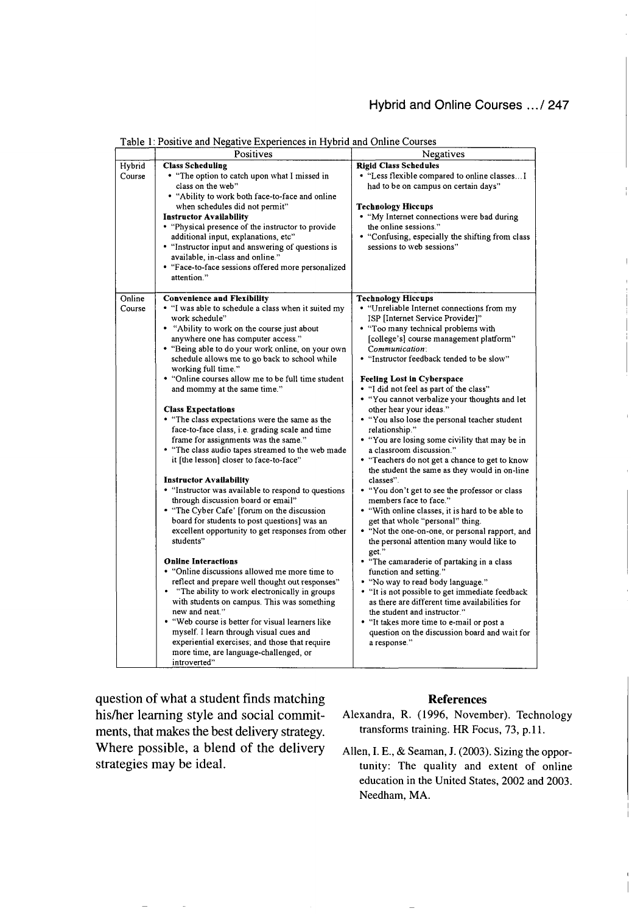Table 1: Positive and Negative Experiences in Hybrid and Online Courses

| | Positives | Negatives |
|---|---|---|
| Hybrid Course | **Class Scheduling**<br>• "The option to catch upon what I missed in class on the web"<br>• "Ability to work both face-to-face and online when schedules did not permit"<br>**Instructor Availability**<br>• "Physical presence of the instructor to provide additional input, explanations, etc"<br>• "Instructor input and answering of questions is available, in-class and online."<br>• "Face-to-face sessions offered more personalized attention." | **Rigid Class Schedules**<br>• "Less flexible compared to online classes…I had to be on campus on certain days"<br><br>**Technology Hiccups**<br>• "My Internet connections were bad during the online sessions."<br>• "Confusing, especially the shifting from class sessions to web sessions" |
| Online Course | **Convenience and Flexibility**<br>• "I was able to schedule a class when it suited my work schedule"<br>• "Ability to work on the course just about anywhere one has computer access."<br>• "Being able to do your work online, on your own schedule allows me to go back to school while working full time."<br>• "Online courses allow me to be full time student and mommy at the same time."<br><br>**Class Expectations**<br>• "The class expectations were the same as the face-to-face class, i.e. grading scale and time frame for assignments was the same."<br>• "The class audio tapes streamed to the web made it [the lesson] closer to face-to-face"<br><br>**Instructor Availability**<br>• "Instructor was available to respond to questions through discussion board or email"<br>• "The Cyber Cafe' [forum on the discussion board for students to post questions] was an excellent opportunity to get responses from other students"<br><br>**Online Interactions**<br>• "Online discussions allowed me more time to reflect and prepare well thought out responses"<br>• "The ability to work electronically in groups with students on campus. This was something new and neat."<br>• "Web course is better for visual learners like myself. I learn through visual cues and experiential exercises; and those that require more time, are language-challenged, or introverted" | **Technology Hiccups**<br>• "Unreliable Internet connections from my ISP [Internet Service Provider]"<br>• "Too many technical problems with [college's] course management platform"<br>*Communication*:<br>• "Instructor feedback tended to be slow"<br><br>**Feeling Lost in Cyberspace**<br>• "I did not feel as part of the class"<br>• "You cannot verbalize your thoughts and let other hear your ideas."<br>• "You also lose the personal teacher student relationship."<br>• "You are losing some civility that may be in a classroom discussion."<br>• "Teachers do not get a chance to get to know the student the same as they would in on-line classes".<br>• "You don't get to see the professor or class members face to face."<br>• "With online classes, it is hard to be able to get that whole "personal" thing.<br>• "Not the one-on-one, or personal rapport, and the personal attention many would like to get."<br>• "The camaraderie of partaking in a class function and setting."<br>• "No way to read body language."<br>• "It is not possible to get immediate feedback as there are different time availabilities for the student and instructor."<br>• "It takes more time to e-mail or post a question on the discussion board and wait for a response." |

question of what a student finds matching his/her learning style and social commitments, that makes the best delivery strategy. Where possible, a blend of the delivery strategies may be ideal.

## References

Alexandra, R. (1996, November). Technology transforms training. HR Focus, 73, p.11.

Allen, I. E., & Seaman, J. (2003). Sizing the opportunity: The quality and extent of online education in the United States, 2002 and 2003. Needham, MA.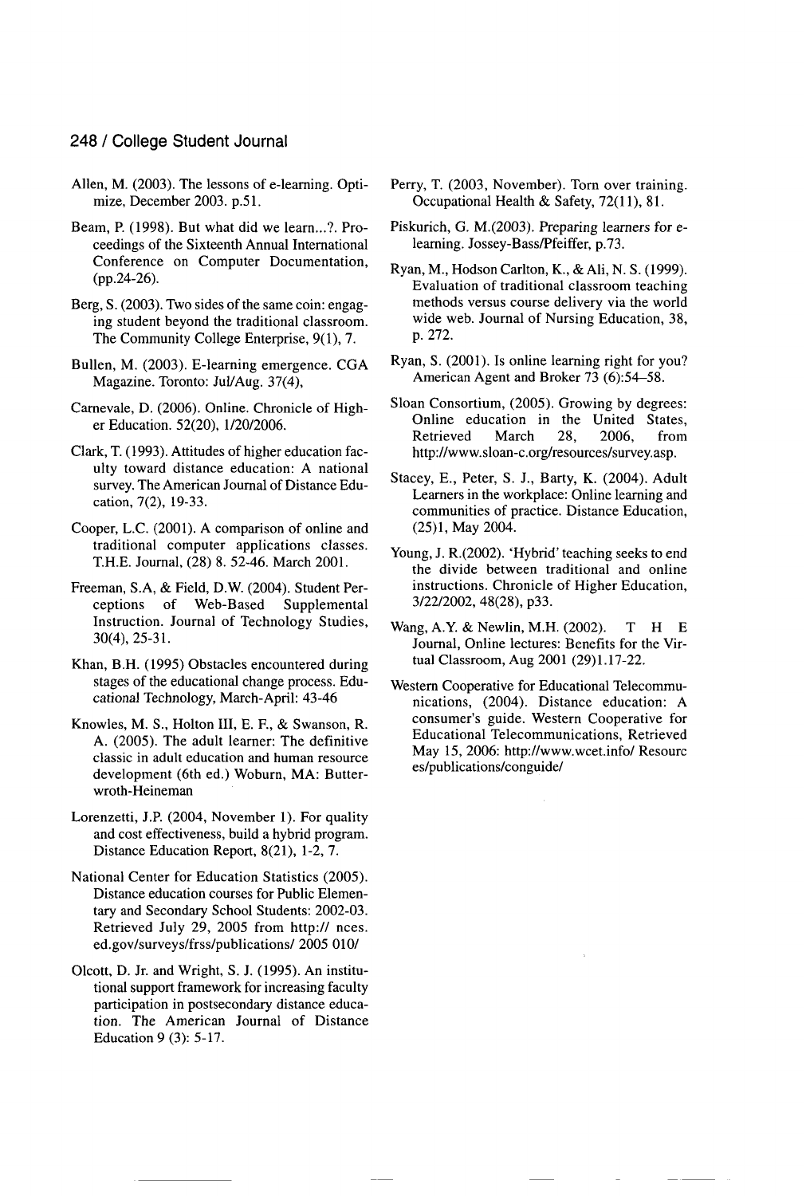Allen, M. (2003). The lessons of e-learning. Optimize, December 2003. p.51.

Beam, P. (1998). But what did we learn...?. Proceedings of the Sixteenth Annual International Conference on Computer Documentation, (pp.24-26).

Berg, S. (2003). Two sides of the same coin: engaging student beyond the traditional classroom. The Community College Enterprise, 9(1), 7.

Bullen, M. (2003). E-learning emergence. CGA Magazine. Toronto: Jul/Aug. 37(4),

Carnevale, D. (2006). Online. Chronicle of Higher Education. 52(20), 1/20/2006.

Clark, T. (1993). Attitudes of higher education faculty toward distance education: A national survey. The American Journal of Distance Education, 7(2), 19-33.

Cooper, L.C. (2001). A comparison of online and traditional computer applications classes. T.H.E. Journal, (28) 8. 52-46. March 2001.

Freeman, S.A, & Field, D.W. (2004). Student Perceptions of Web-Based Supplemental Instruction. Journal of Technology Studies, 30(4), 25-31.

Khan, B.H. (1995) Obstacles encountered during stages of the educational change process. Educational Technology, March-April: 43-46

Knowles, M. S., Holton III, E. F., & Swanson, R. A. (2005). The adult learner: The definitive classic in adult education and human resource development (6th ed.) Woburn, MA: Butterwroth-Heineman

Lorenzetti, J.P. (2004, November 1). For quality and cost effectiveness, build a hybrid program. Distance Education Report, 8(21), 1-2, 7.

National Center for Education Statistics (2005). Distance education courses for Public Elementary and Secondary School Students: 2002-03. Retrieved July 29, 2005 from http:// nces. ed.gov/surveys/frss/publications/ 2005 010/

Olcott, D. Jr. and Wright, S. J. (1995). An institutional support framework for increasing faculty participation in postsecondary distance education. The American Journal of Distance Education 9 (3): 5-17.

Perry, T. (2003, November). Torn over training. Occupational Health & Safety, 72(11), 81.

Piskurich, G. M.(2003). Preparing learners for e-learning. Jossey-Bass/Pfeiffer, p.73.

Ryan, M., Hodson Carlton, K., & Ali, N. S. (1999). Evaluation of traditional classroom teaching methods versus course delivery via the world wide web. Journal of Nursing Education, 38, p. 272.

Ryan, S. (2001). Is online learning right for you? American Agent and Broker 73 (6):54–58.

Sloan Consortium, (2005). Growing by degrees: Online education in the United States, Retrieved March 28, 2006, from http://www.sloan-c.org/resources/survey.asp.

Stacey, E., Peter, S. J., Barty, K. (2004). Adult Learners in the workplace: Online learning and communities of practice. Distance Education, (25)1, May 2004.

Young, J. R.(2002). 'Hybrid' teaching seeks to end the divide between traditional and online instructions. Chronicle of Higher Education, 3/22/2002, 48(28), p33.

Wang, A.Y. & Newlin, M.H. (2002). T H E Journal, Online lectures: Benefits for the Virtual Classroom, Aug 2001 (29)1.17-22.

Western Cooperative for Educational Telecommunications, (2004). Distance education: A consumer's guide. Western Cooperative for Educational Telecommunications, Retrieved May 15, 2006: http://www.wcet.info/ Resources/publications/conguide/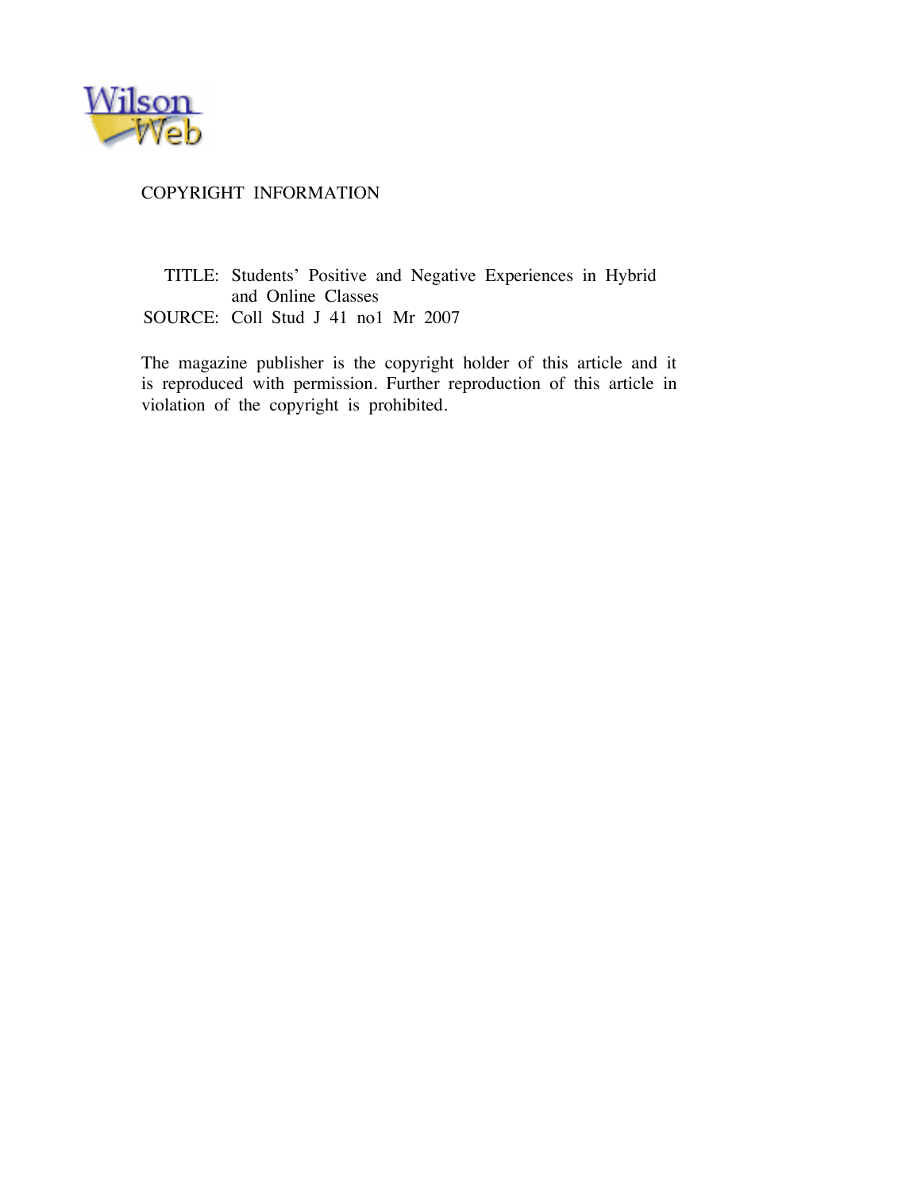COPYRIGHT INFORMATION

TITLE: Students' Positive and Negative Experiences in Hybrid and Online Classes
SOURCE: Coll Stud J 41 no1 Mr 2007

The magazine publisher is the copyright holder of this article and it is reproduced with permission. Further reproduction of this article in violation of the copyright is prohibited.